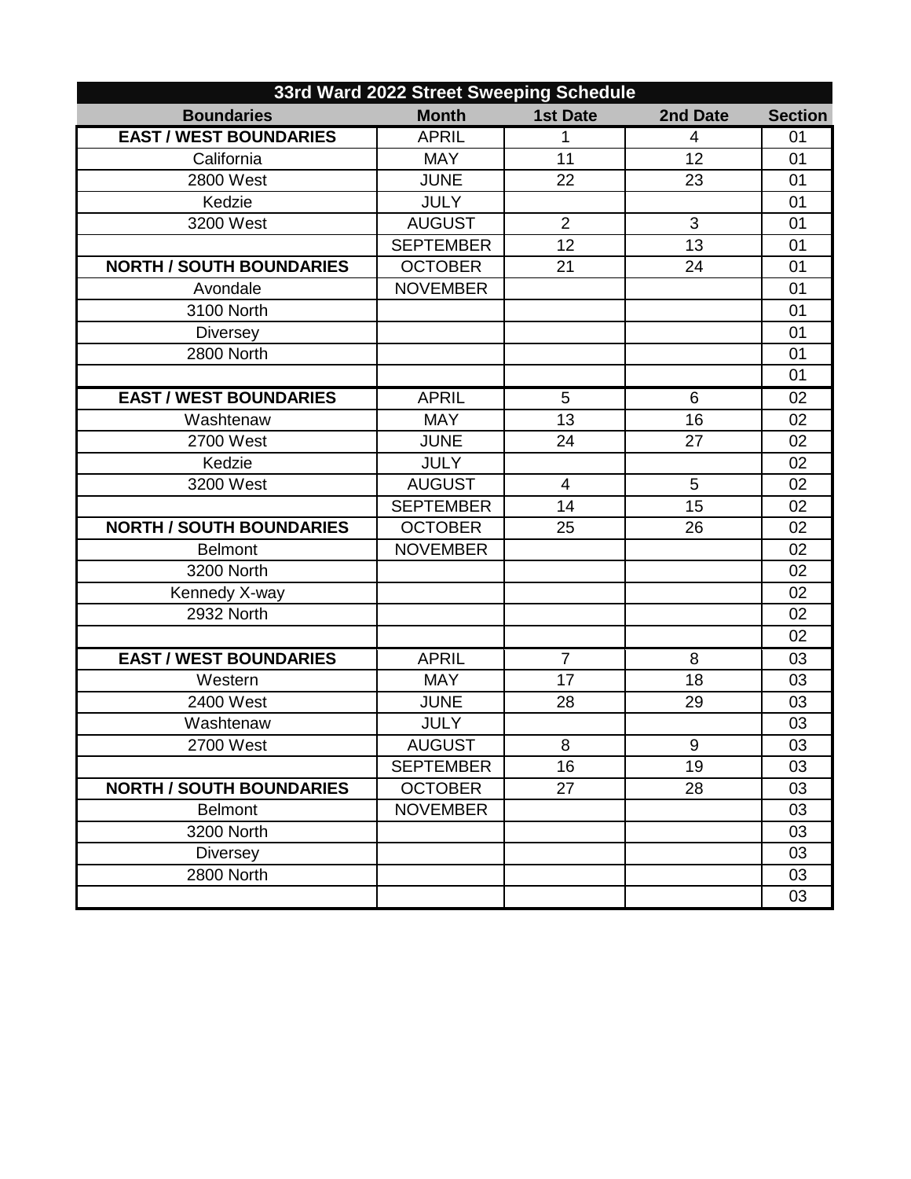| 33rd Ward 2022 Street Sweeping Schedule | | | | |
|---|---|---|---|---|
| **Boundaries** | **Month** | **1st Date** | **2nd Date** | **Section** |
| **EAST / WEST BOUNDARIES** | APRIL | 1 | 4 | 01 |
| California | MAY | 11 | 12 | 01 |
| 2800 West | JUNE | 22 | 23 | 01 |
| Kedzie | JULY | | | 01 |
| 3200 West | AUGUST | 2 | 3 | 01 |
| | SEPTEMBER | 12 | 13 | 01 |
| **NORTH / SOUTH BOUNDARIES** | OCTOBER | 21 | 24 | 01 |
| Avondale | NOVEMBER | | | 01 |
| 3100 North | | | | 01 |
| Diversey | | | | 01 |
| 2800 North | | | | 01 |
| | | | | 01 |
| **EAST / WEST BOUNDARIES** | APRIL | 5 | 6 | 02 |
| Washtenaw | MAY | 13 | 16 | 02 |
| 2700 West | JUNE | 24 | 27 | 02 |
| Kedzie | JULY | | | 02 |
| 3200 West | AUGUST | 4 | 5 | 02 |
| | SEPTEMBER | 14 | 15 | 02 |
| **NORTH / SOUTH BOUNDARIES** | OCTOBER | 25 | 26 | 02 |
| Belmont | NOVEMBER | | | 02 |
| 3200 North | | | | 02 |
| Kennedy X-way | | | | 02 |
| 2932 North | | | | 02 |
| | | | | 02 |
| **EAST / WEST BOUNDARIES** | APRIL | 7 | 8 | 03 |
| Western | MAY | 17 | 18 | 03 |
| 2400 West | JUNE | 28 | 29 | 03 |
| Washtenaw | JULY | | | 03 |
| 2700 West | AUGUST | 8 | 9 | 03 |
| | SEPTEMBER | 16 | 19 | 03 |
| **NORTH / SOUTH BOUNDARIES** | OCTOBER | 27 | 28 | 03 |
| Belmont | NOVEMBER | | | 03 |
| 3200 North | | | | 03 |
| Diversey | | | | 03 |
| 2800 North | | | | 03 |
| | | | | 03 |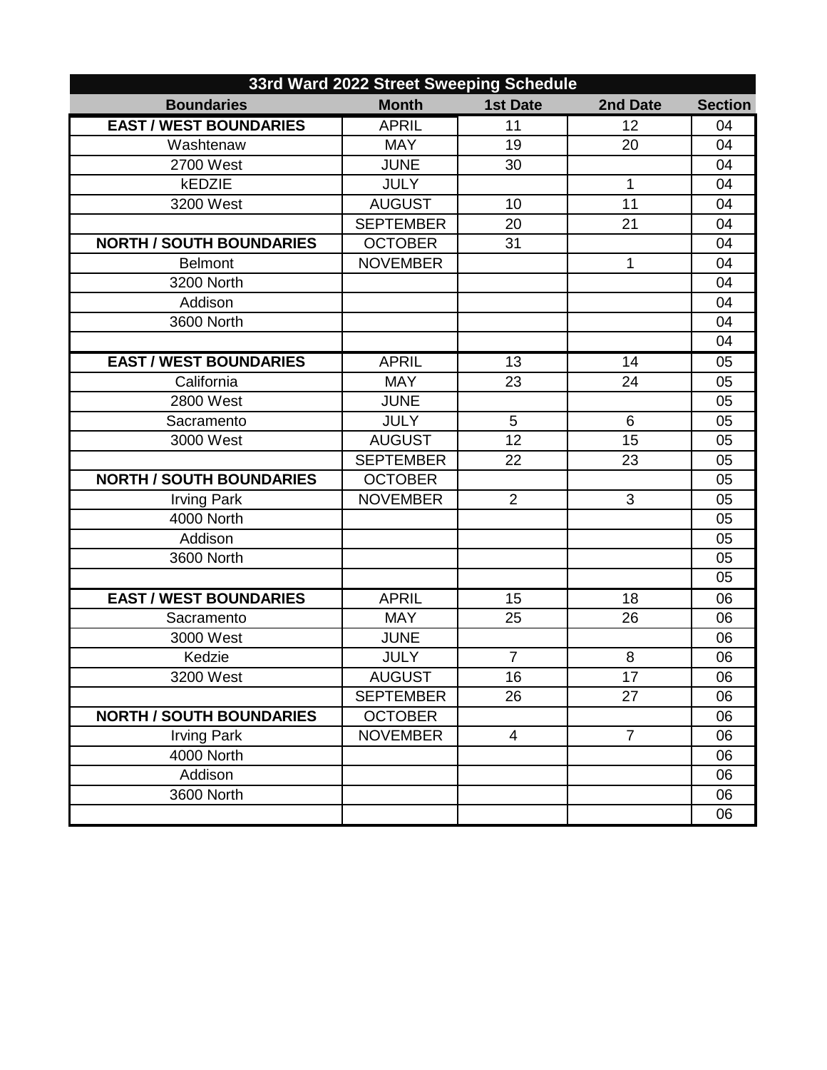| 33rd Ward 2022 Street Sweeping Schedule | | | | |
|---|---|---|---|---|
| **Boundaries** | **Month** | **1st Date** | **2nd Date** | **Section** |
| **EAST / WEST BOUNDARIES** | APRIL | 11 | 12 | 04 |
| Washtenaw | MAY | 19 | 20 | 04 |
| 2700 West | JUNE | 30 | | 04 |
| kEDZIE | JULY | | 1 | 04 |
| 3200 West | AUGUST | 10 | 11 | 04 |
| | SEPTEMBER | 20 | 21 | 04 |
| **NORTH / SOUTH BOUNDARIES** | OCTOBER | 31 | | 04 |
| Belmont | NOVEMBER | | 1 | 04 |
| 3200 North | | | | 04 |
| Addison | | | | 04 |
| 3600 North | | | | 04 |
| | | | | 04 |
| **EAST / WEST BOUNDARIES** | APRIL | 13 | 14 | 05 |
| California | MAY | 23 | 24 | 05 |
| 2800 West | JUNE | | | 05 |
| Sacramento | JULY | 5 | 6 | 05 |
| 3000 West | AUGUST | 12 | 15 | 05 |
| | SEPTEMBER | 22 | 23 | 05 |
| **NORTH / SOUTH BOUNDARIES** | OCTOBER | | | 05 |
| Irving Park | NOVEMBER | 2 | 3 | 05 |
| 4000 North | | | | 05 |
| Addison | | | | 05 |
| 3600 North | | | | 05 |
| | | | | 05 |
| **EAST / WEST BOUNDARIES** | APRIL | 15 | 18 | 06 |
| Sacramento | MAY | 25 | 26 | 06 |
| 3000 West | JUNE | | | 06 |
| Kedzie | JULY | 7 | 8 | 06 |
| 3200 West | AUGUST | 16 | 17 | 06 |
| | SEPTEMBER | 26 | 27 | 06 |
| **NORTH / SOUTH BOUNDARIES** | OCTOBER | | | 06 |
| Irving Park | NOVEMBER | 4 | 7 | 06 |
| 4000 North | | | | 06 |
| Addison | | | | 06 |
| 3600 North | | | | 06 |
| | | | | 06 |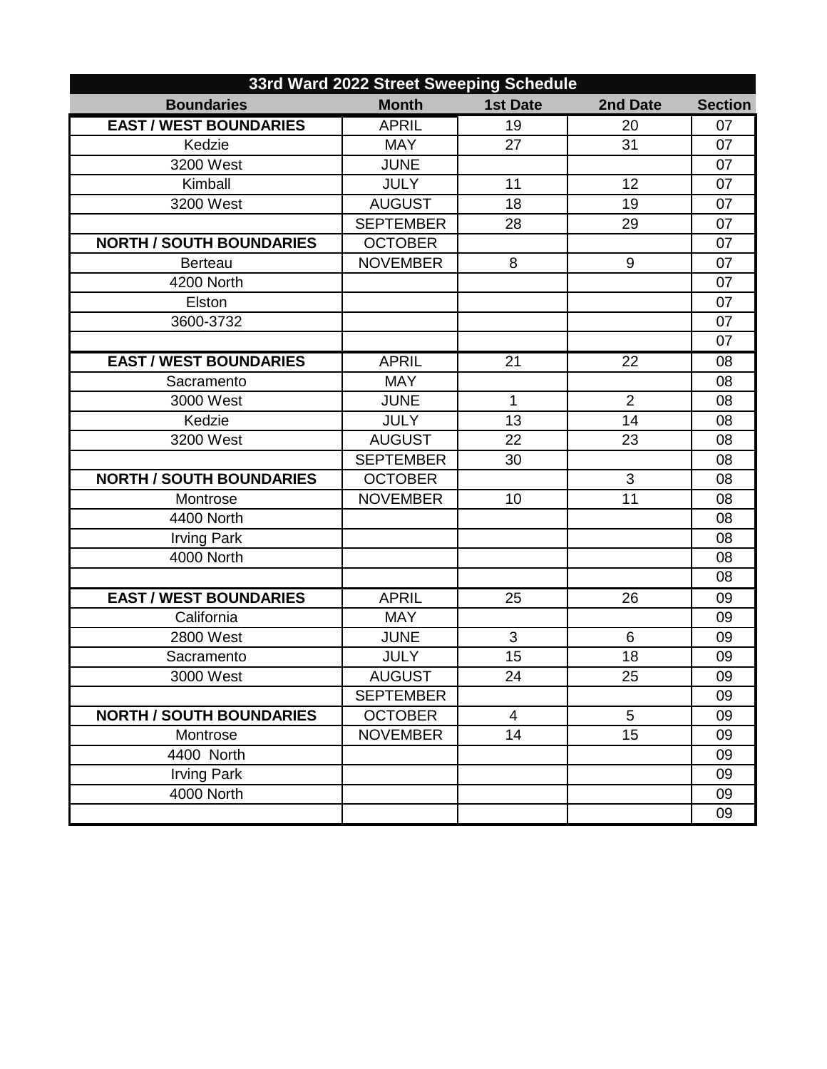| 33rd Ward 2022 Street Sweeping Schedule | | | | |
|---|---|---|---|---|
| **Boundaries** | **Month** | **1st Date** | **2nd Date** | **Section** |
| **EAST / WEST BOUNDARIES** | APRIL | 19 | 20 | 07 |
| Kedzie | MAY | 27 | 31 | 07 |
| 3200 West | JUNE | | | 07 |
| Kimball | JULY | 11 | 12 | 07 |
| 3200 West | AUGUST | 18 | 19 | 07 |
| | SEPTEMBER | 28 | 29 | 07 |
| **NORTH / SOUTH BOUNDARIES** | OCTOBER | | | 07 |
| Berteau | NOVEMBER | 8 | 9 | 07 |
| 4200 North | | | | 07 |
| Elston | | | | 07 |
| 3600-3732 | | | | 07 |
| | | | | 07 |
| **EAST / WEST BOUNDARIES** | APRIL | 21 | 22 | 08 |
| Sacramento | MAY | | | 08 |
| 3000 West | JUNE | 1 | 2 | 08 |
| Kedzie | JULY | 13 | 14 | 08 |
| 3200 West | AUGUST | 22 | 23 | 08 |
| | SEPTEMBER | 30 | | 08 |
| **NORTH / SOUTH BOUNDARIES** | OCTOBER | | 3 | 08 |
| Montrose | NOVEMBER | 10 | 11 | 08 |
| 4400 North | | | | 08 |
| Irving Park | | | | 08 |
| 4000 North | | | | 08 |
| | | | | 08 |
| **EAST / WEST BOUNDARIES** | APRIL | 25 | 26 | 09 |
| California | MAY | | | 09 |
| 2800 West | JUNE | 3 | 6 | 09 |
| Sacramento | JULY | 15 | 18 | 09 |
| 3000 West | AUGUST | 24 | 25 | 09 |
| | SEPTEMBER | | | 09 |
| **NORTH / SOUTH BOUNDARIES** | OCTOBER | 4 | 5 | 09 |
| Montrose | NOVEMBER | 14 | 15 | 09 |
| 4400 North | | | | 09 |
| Irving Park | | | | 09 |
| 4000 North | | | | 09 |
| | | | | 09 |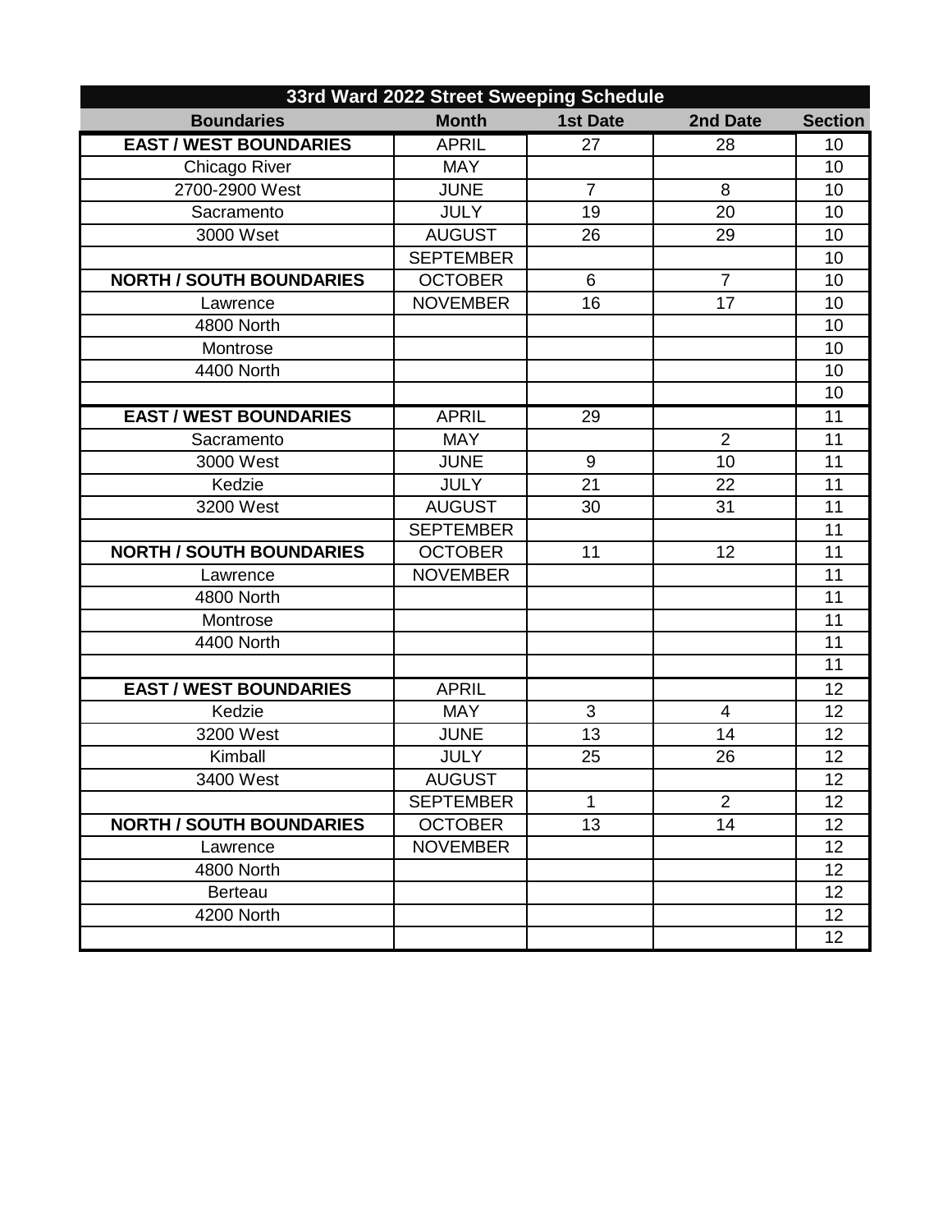| 33rd Ward 2022 Street Sweeping Schedule | | | | |
|---|---|---|---|---|
| **Boundaries** | **Month** | **1st Date** | **2nd Date** | **Section** |
| **EAST / WEST BOUNDARIES** | APRIL | 27 | 28 | 10 |
| Chicago River | MAY | | | 10 |
| 2700-2900 West | JUNE | 7 | 8 | 10 |
| Sacramento | JULY | 19 | 20 | 10 |
| 3000 Wset | AUGUST | 26 | 29 | 10 |
| | SEPTEMBER | | | 10 |
| **NORTH / SOUTH BOUNDARIES** | OCTOBER | 6 | 7 | 10 |
| Lawrence | NOVEMBER | 16 | 17 | 10 |
| 4800 North | | | | 10 |
| Montrose | | | | 10 |
| 4400 North | | | | 10 |
| | | | | 10 |
| **EAST / WEST BOUNDARIES** | APRIL | 29 | | 11 |
| Sacramento | MAY | | 2 | 11 |
| 3000 West | JUNE | 9 | 10 | 11 |
| Kedzie | JULY | 21 | 22 | 11 |
| 3200 West | AUGUST | 30 | 31 | 11 |
| | SEPTEMBER | | | 11 |
| **NORTH / SOUTH BOUNDARIES** | OCTOBER | 11 | 12 | 11 |
| Lawrence | NOVEMBER | | | 11 |
| 4800 North | | | | 11 |
| Montrose | | | | 11 |
| 4400 North | | | | 11 |
| | | | | 11 |
| **EAST / WEST BOUNDARIES** | APRIL | | | 12 |
| Kedzie | MAY | 3 | 4 | 12 |
| 3200 West | JUNE | 13 | 14 | 12 |
| Kimball | JULY | 25 | 26 | 12 |
| 3400 West | AUGUST | | | 12 |
| | SEPTEMBER | 1 | 2 | 12 |
| **NORTH / SOUTH BOUNDARIES** | OCTOBER | 13 | 14 | 12 |
| Lawrence | NOVEMBER | | | 12 |
| 4800 North | | | | 12 |
| Berteau | | | | 12 |
| 4200 North | | | | 12 |
| | | | | 12 |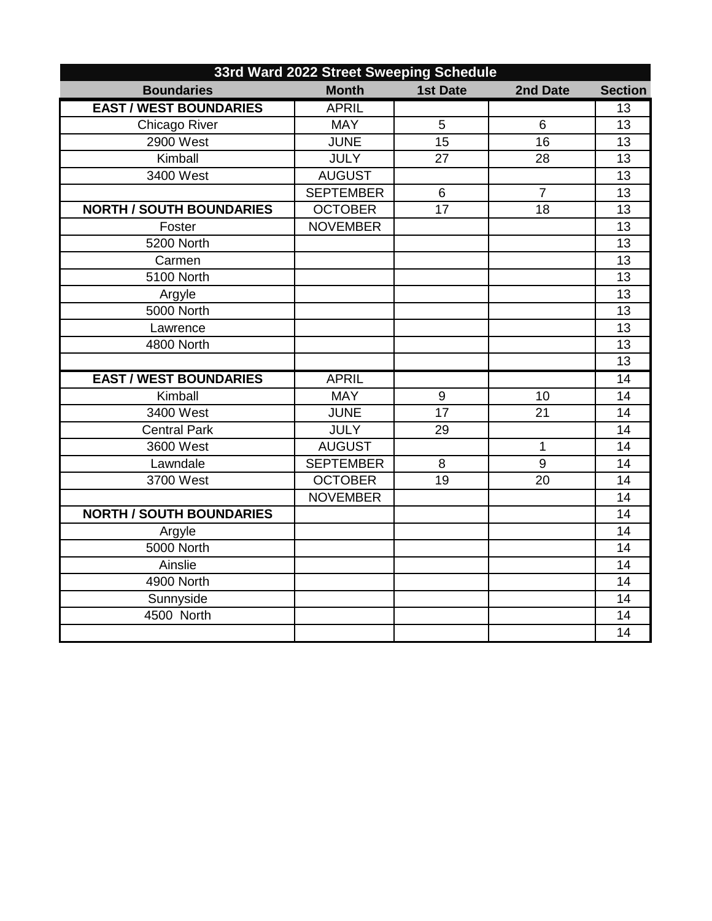| 33rd Ward 2022 Street Sweeping Schedule | | | | |
|---|---|---|---|---|
| **Boundaries** | **Month** | **1st Date** | **2nd Date** | **Section** |
| **EAST / WEST BOUNDARIES** | APRIL | | | 13 |
| Chicago River | MAY | 5 | 6 | 13 |
| 2900 West | JUNE | 15 | 16 | 13 |
| Kimball | JULY | 27 | 28 | 13 |
| 3400 West | AUGUST | | | 13 |
| | SEPTEMBER | 6 | 7 | 13 |
| **NORTH / SOUTH BOUNDARIES** | OCTOBER | 17 | 18 | 13 |
| Foster | NOVEMBER | | | 13 |
| 5200 North | | | | 13 |
| Carmen | | | | 13 |
| 5100 North | | | | 13 |
| Argyle | | | | 13 |
| 5000 North | | | | 13 |
| Lawrence | | | | 13 |
| 4800 North | | | | 13 |
| | | | | 13 |
| **EAST / WEST BOUNDARIES** | APRIL | | | 14 |
| Kimball | MAY | 9 | 10 | 14 |
| 3400 West | JUNE | 17 | 21 | 14 |
| Central Park | JULY | 29 | | 14 |
| 3600 West | AUGUST | | 1 | 14 |
| Lawndale | SEPTEMBER | 8 | 9 | 14 |
| 3700 West | OCTOBER | 19 | 20 | 14 |
| | NOVEMBER | | | 14 |
| **NORTH / SOUTH BOUNDARIES** | | | | 14 |
| Argyle | | | | 14 |
| 5000 North | | | | 14 |
| Ainslie | | | | 14 |
| 4900 North | | | | 14 |
| Sunnyside | | | | 14 |
| 4500 North | | | | 14 |
| | | | | 14 |